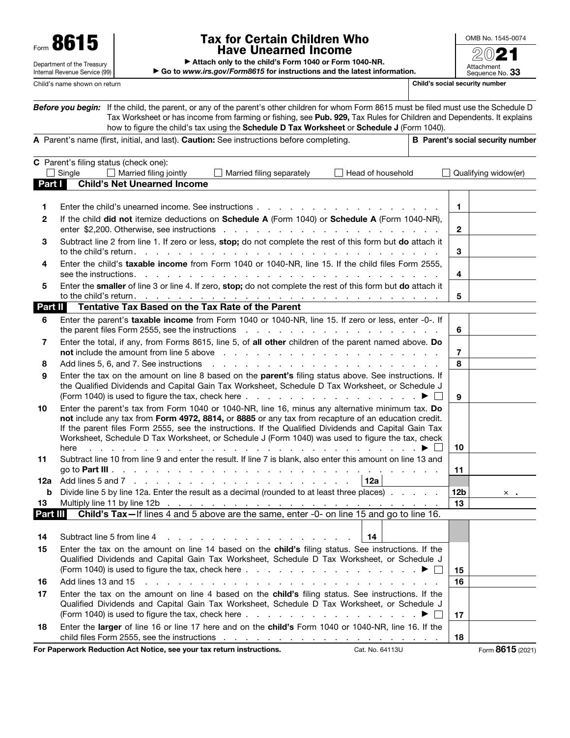Form **8615**

Department of the Treasury
Internal Revenue Service (99)

# Tax for Certain Children Who Have Unearned Income

► Attach only to the child's Form 1040 or Form 1040-NR.
► Go to *www.irs.gov/Form8615* for instructions and the latest information.

OMB No. 1545-0074

**2021**

Attachment Sequence No. **33**

| Child's name shown on return | Child's social security number |
|---|---|
| | |

***Before you begin:*** If the child, the parent, or any of the parent's other children for whom Form 8615 must be filed must use the Schedule D Tax Worksheet or has income from farming or fishing, see **Pub. 929,** Tax Rules for Children and Dependents. It explains how to figure the child's tax using the **Schedule D Tax Worksheet** or **Schedule J** (Form 1040).

| **A** Parent's name (first, initial, and last). **Caution:** See instructions before completing. | **B** Parent's social security number |
|---|---|
| | |

**C** Parent's filing status (check one):
☐ Single ☐ Married filing jointly ☐ Married filing separately ☐ Head of household ☐ Qualifying widow(er)

## Part I Child's Net Unearned Income

| | | | |
|---|---|---|---|
| **1** | Enter the child's unearned income. See instructions | 1 | |
| **2** | If the child **did not** itemize deductions on **Schedule A** (Form 1040) or **Schedule A** (Form 1040-NR), enter $2,200. Otherwise, see instructions | 2 | |
| **3** | Subtract line 2 from line 1. If zero or less, **stop;** do not complete the rest of this form but **do** attach it to the child's return | 3 | |
| **4** | Enter the child's **taxable income** from Form 1040 or 1040-NR, line 15. If the child files Form 2555, see the instructions | 4 | |
| **5** | Enter the **smaller** of line 3 or line 4. If zero, **stop;** do not complete the rest of this form but **do** attach it to the child's return | 5 | |

## Part II Tentative Tax Based on the Tax Rate of the Parent

| | | | |
|---|---|---|---|
| **6** | Enter the parent's **taxable income** from Form 1040 or 1040-NR, line 15. If zero or less, enter -0-. If the parent files Form 2555, see the instructions | 6 | |
| **7** | Enter the total, if any, from Forms 8615, line 5, of **all other** children of the parent named above. **Do not** include the amount from line 5 above | 7 | |
| **8** | Add lines 5, 6, and 7. See instructions | 8 | |
| **9** | Enter the tax on the amount on line 8 based on the **parent's** filing status above. See instructions. If the Qualified Dividends and Capital Gain Tax Worksheet, Schedule D Tax Worksheet, or Schedule J (Form 1040) is used to figure the tax, check here ► ☐ | 9 | |
| **10** | Enter the parent's tax from Form 1040 or 1040-NR, line 16, minus any alternative minimum tax. **Do not** include any tax from **Form 4972, 8814,** or **8885** or any tax from recapture of an education credit. If the parent files Form 2555, see the instructions. If the Qualified Dividends and Capital Gain Tax Worksheet, Schedule D Tax Worksheet, or Schedule J (Form 1040) was used to figure the tax, check here ► ☐ | 10 | |
| **11** | Subtract line 10 from line 9 and enter the result. If line 7 is blank, also enter this amount on line 13 and go to **Part III** | 11 | |
| **12a** | Add lines 5 and 7 ... **12a** | | |
| **b** | Divide line 5 by line 12a. Enter the result as a decimal (rounded to at least three places) | 12b | × . |
| **13** | Multiply line 11 by line 12b | 13 | |

## Part III Child's Tax—If lines 4 and 5 above are the same, enter -0- on line 15 and go to line 16.

| | | | |
|---|---|---|---|
| **14** | Subtract line 5 from line 4 ... **14** | | |
| **15** | Enter the tax on the amount on line 14 based on the **child's** filing status. See instructions. If the Qualified Dividends and Capital Gain Tax Worksheet, Schedule D Tax Worksheet, or Schedule J (Form 1040) is used to figure the tax, check here ► ☐ | 15 | |
| **16** | Add lines 13 and 15 | 16 | |
| **17** | Enter the tax on the amount on line 4 based on the **child's** filing status. See instructions. If the Qualified Dividends and Capital Gain Tax Worksheet, Schedule D Tax Worksheet, or Schedule J (Form 1040) is used to figure the tax, check here ► ☐ | 17 | |
| **18** | Enter the **larger** of line 16 or line 17 here and on the **child's** Form 1040 or 1040-NR, line 16. If the child files Form 2555, see the instructions | 18 | |

**For Paperwork Reduction Act Notice, see your tax return instructions.** Cat. No. 64113U Form **8615** (2021)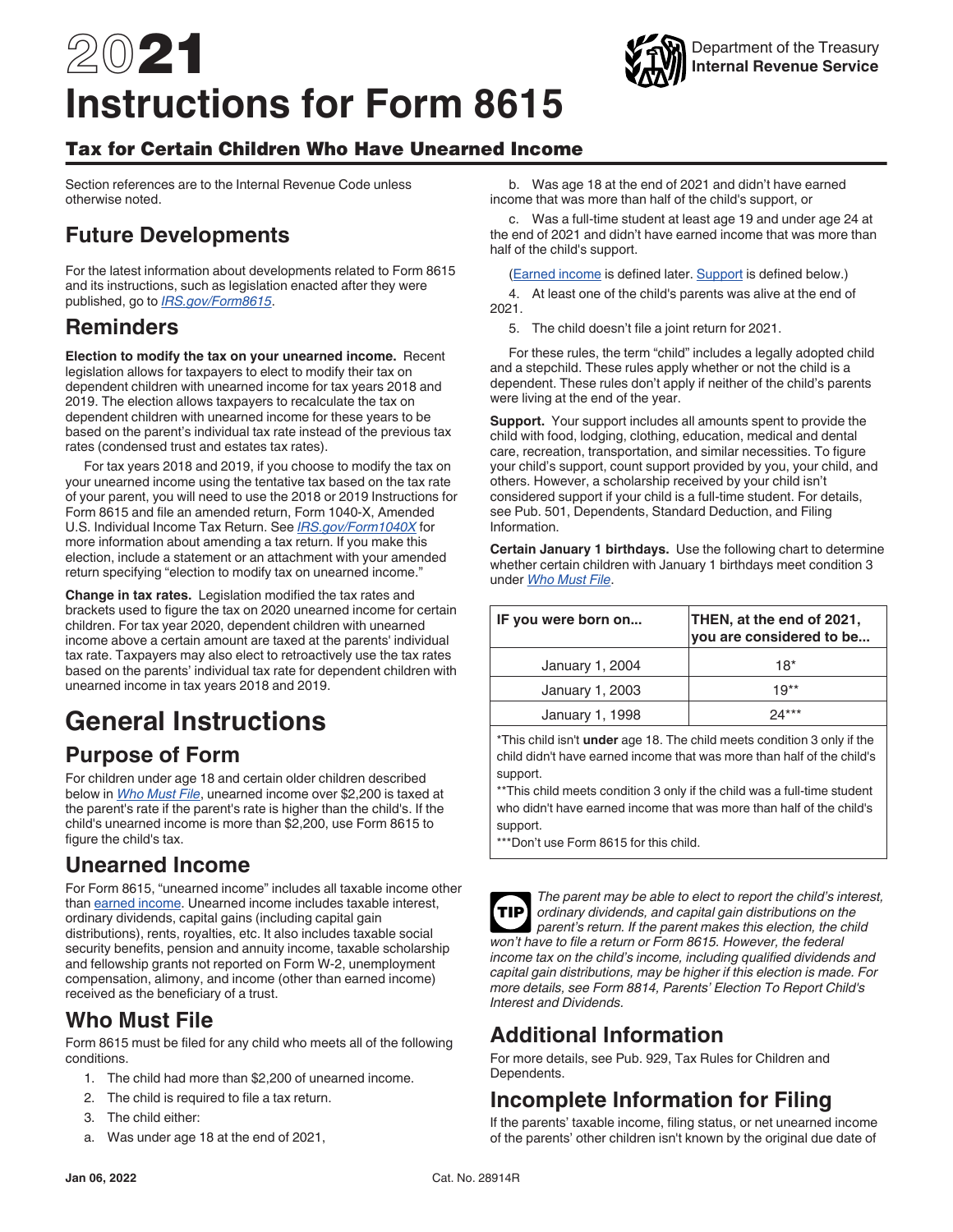# 2021 Instructions for Form 8615

## Tax for Certain Children Who Have Unearned Income

Section references are to the Internal Revenue Code unless otherwise noted.

## Future Developments

For the latest information about developments related to Form 8615 and its instructions, such as legislation enacted after they were published, go to *IRS.gov/Form8615*.

## Reminders

**Election to modify the tax on your unearned income.** Recent legislation allows for taxpayers to elect to modify their tax on dependent children with unearned income for tax years 2018 and 2019. The election allows taxpayers to recalculate the tax on dependent children with unearned income for these years to be based on the parent's individual tax rate instead of the previous tax rates (condensed trust and estates tax rates).

For tax years 2018 and 2019, if you choose to modify the tax on your unearned income using the tentative tax based on the tax rate of your parent, you will need to use the 2018 or 2019 Instructions for Form 8615 and file an amended return, Form 1040-X, Amended U.S. Individual Income Tax Return. See *IRS.gov/Form1040X* for more information about amending a tax return. If you make this election, include a statement or an attachment with your amended return specifying "election to modify tax on unearned income."

**Change in tax rates.** Legislation modified the tax rates and brackets used to figure the tax on 2020 unearned income for certain children. For tax year 2020, dependent children with unearned income above a certain amount are taxed at the parents' individual tax rate. Taxpayers may also elect to retroactively use the tax rates based on the parents' individual tax rate for dependent children with unearned income in tax years 2018 and 2019.

# General Instructions

## Purpose of Form

For children under age 18 and certain older children described below in *Who Must File*, unearned income over $2,200 is taxed at the parent's rate if the parent's rate is higher than the child's. If the child's unearned income is more than $2,200, use Form 8615 to figure the child's tax.

## Unearned Income

For Form 8615, "unearned income" includes all taxable income other than earned income. Unearned income includes taxable interest, ordinary dividends, capital gains (including capital gain distributions), rents, royalties, etc. It also includes taxable social security benefits, pension and annuity income, taxable scholarship and fellowship grants not reported on Form W-2, unemployment compensation, alimony, and income (other than earned income) received as the beneficiary of a trust.

## Who Must File

Form 8615 must be filed for any child who meets all of the following conditions.

1. The child had more than $2,200 of unearned income.
2. The child is required to file a tax return.
3. The child either:
   a. Was under age 18 at the end of 2021,
   b. Was age 18 at the end of 2021 and didn't have earned income that was more than half of the child's support, or
   c. Was a full-time student at least age 19 and under age 24 at the end of 2021 and didn't have earned income that was more than half of the child's support.

   (Earned income is defined later. Support is defined below.)
4. At least one of the child's parents was alive at the end of 2021.
5. The child doesn't file a joint return for 2021.

For these rules, the term "child" includes a legally adopted child and a stepchild. These rules apply whether or not the child is a dependent. These rules don't apply if neither of the child's parents were living at the end of the year.

**Support.** Your support includes all amounts spent to provide the child with food, lodging, clothing, education, medical and dental care, recreation, transportation, and similar necessities. To figure your child's support, count support provided by you, your child, and others. However, a scholarship received by your child isn't considered support if your child is a full-time student. For details, see Pub. 501, Dependents, Standard Deduction, and Filing Information.

**Certain January 1 birthdays.** Use the following chart to determine whether certain children with January 1 birthdays meet condition 3 under *Who Must File*.

| IF you were born on... | THEN, at the end of 2021, you are considered to be... |
|---|---|
| January 1, 2004 | 18* |
| January 1, 2003 | 19** |
| January 1, 1998 | 24*** |

*This child isn't **under** age 18. The child meets condition 3 only if the child didn't have earned income that was more than half of the child's support.
**This child meets condition 3 only if the child was a full-time student who didn't have earned income that was more than half of the child's support.
***Don't use Form 8615 for this child.

**TIP** *The parent may be able to elect to report the child's interest, ordinary dividends, and capital gain distributions on the parent's return. If the parent makes this election, the child won't have to file a return or Form 8615. However, the federal income tax on the child's income, including qualified dividends and capital gain distributions, may be higher if this election is made. For more details, see Form 8814, Parents' Election To Report Child's Interest and Dividends.*

## Additional Information

For more details, see Pub. 929, Tax Rules for Children and Dependents.

## Incomplete Information for Filing

If the parents' taxable income, filing status, or net unearned income of the parents' other children isn't known by the original due date of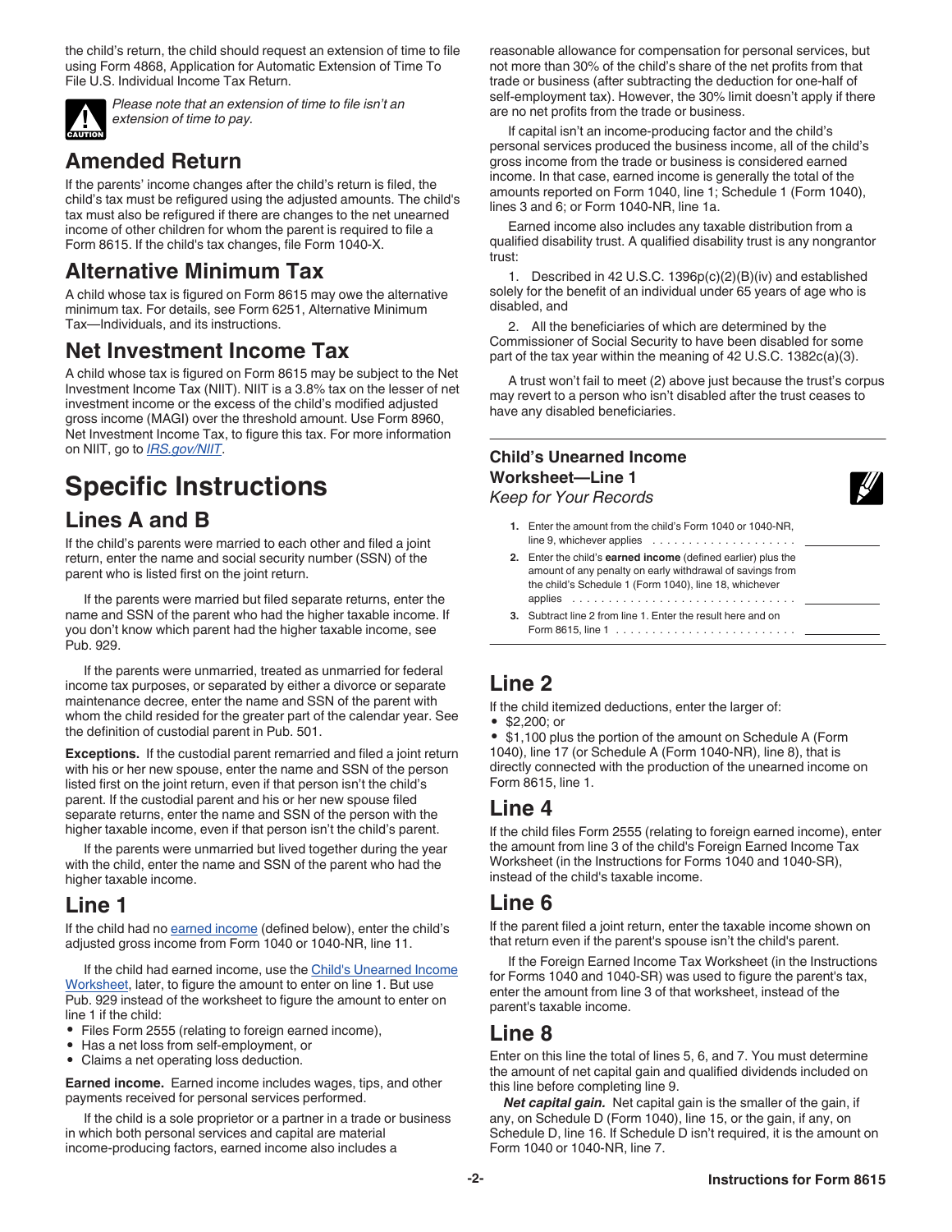the child's return, the child should request an extension of time to file using Form 4868, Application for Automatic Extension of Time To File U.S. Individual Income Tax Return.

*Please note that an extension of time to file isn't an extension of time to pay.*

## Amended Return

If the parents' income changes after the child's return is filed, the child's tax must be refigured using the adjusted amounts. The child's tax must also be refigured if there are changes to the net unearned income of other children for whom the parent is required to file a Form 8615. If the child's tax changes, file Form 1040-X.

## Alternative Minimum Tax

A child whose tax is figured on Form 8615 may owe the alternative minimum tax. For details, see Form 6251, Alternative Minimum Tax—Individuals, and its instructions.

## Net Investment Income Tax

A child whose tax is figured on Form 8615 may be subject to the Net Investment Income Tax (NIIT). NIIT is a 3.8% tax on the lesser of net investment income or the excess of the child's modified adjusted gross income (MAGI) over the threshold amount. Use Form 8960, Net Investment Income Tax, to figure this tax. For more information on NIIT, go to *IRS.gov/NIIT*.

# Specific Instructions

## Lines A and B

If the child's parents were married to each other and filed a joint return, enter the name and social security number (SSN) of the parent who is listed first on the joint return.

If the parents were married but filed separate returns, enter the name and SSN of the parent who had the higher taxable income. If you don't know which parent had the higher taxable income, see Pub. 929.

If the parents were unmarried, treated as unmarried for federal income tax purposes, or separated by either a divorce or separate maintenance decree, enter the name and SSN of the parent with whom the child resided for the greater part of the calendar year. See the definition of custodial parent in Pub. 501.

**Exceptions.** If the custodial parent remarried and filed a joint return with his or her new spouse, enter the name and SSN of the person listed first on the joint return, even if that person isn't the child's parent. If the custodial parent and his or her new spouse filed separate returns, enter the name and SSN of the person with the higher taxable income, even if that person isn't the child's parent.

If the parents were unmarried but lived together during the year with the child, enter the name and SSN of the parent who had the higher taxable income.

## Line 1

If the child had no earned income (defined below), enter the child's adjusted gross income from Form 1040 or 1040-NR, line 11.

If the child had earned income, use the Child's Unearned Income Worksheet, later, to figure the amount to enter on line 1. But use Pub. 929 instead of the worksheet to figure the amount to enter on line 1 if the child:

- Files Form 2555 (relating to foreign earned income),
- Has a net loss from self-employment, or
- Claims a net operating loss deduction.

**Earned income.** Earned income includes wages, tips, and other payments received for personal services performed.

If the child is a sole proprietor or a partner in a trade or business in which both personal services and capital are material income-producing factors, earned income also includes a reasonable allowance for compensation for personal services, but not more than 30% of the child's share of the net profits from that trade or business (after subtracting the deduction for one-half of self-employment tax). However, the 30% limit doesn't apply if there are no net profits from the trade or business.

If capital isn't an income-producing factor and the child's personal services produced the business income, all of the child's gross income from the trade or business is considered earned income. In that case, earned income is generally the total of the amounts reported on Form 1040, line 1; Schedule 1 (Form 1040), lines 3 and 6; or Form 1040-NR, line 1a.

Earned income also includes any taxable distribution from a qualified disability trust. A qualified disability trust is any nongrantor trust:

1. Described in 42 U.S.C. 1396p(c)(2)(B)(iv) and established solely for the benefit of an individual under 65 years of age who is disabled, and

2. All the beneficiaries of which are determined by the Commissioner of Social Security to have been disabled for some part of the tax year within the meaning of 42 U.S.C. 1382c(a)(3).

A trust won't fail to meet (2) above just because the trust's corpus may revert to a person who isn't disabled after the trust ceases to have any disabled beneficiaries.

### Child's Unearned Income Worksheet—Line 1

*Keep for Your Records*

| | | |
|---|---|---|
| 1. | Enter the amount from the child's Form 1040 or 1040-NR, line 9, whichever applies | |
| 2. | Enter the child's **earned income** (defined earlier) plus the amount of any penalty on early withdrawal of savings from the child's Schedule 1 (Form 1040), line 18, whichever applies | |
| 3. | Subtract line 2 from line 1. Enter the result here and on Form 8615, line 1 | |

## Line 2

If the child itemized deductions, enter the larger of:

- $2,200; or
- $1,100 plus the portion of the amount on Schedule A (Form 1040), line 17 (or Schedule A (Form 1040-NR), line 8), that is directly connected with the production of the unearned income on Form 8615, line 1.

## Line 4

If the child files Form 2555 (relating to foreign earned income), enter the amount from line 3 of the child's Foreign Earned Income Tax Worksheet (in the Instructions for Forms 1040 and 1040-SR), instead of the child's taxable income.

## Line 6

If the parent filed a joint return, enter the taxable income shown on that return even if the parent's spouse isn't the child's parent.

If the Foreign Earned Income Tax Worksheet (in the Instructions for Forms 1040 and 1040-SR) was used to figure the parent's tax, enter the amount from line 3 of that worksheet, instead of the parent's taxable income.

## Line 8

Enter on this line the total of lines 5, 6, and 7. You must determine the amount of net capital gain and qualified dividends included on this line before completing line 9.

***Net capital gain.*** Net capital gain is the smaller of the gain, if any, on Schedule D (Form 1040), line 15, or the gain, if any, on Schedule D, line 16. If Schedule D isn't required, it is the amount on Form 1040 or 1040-NR, line 7.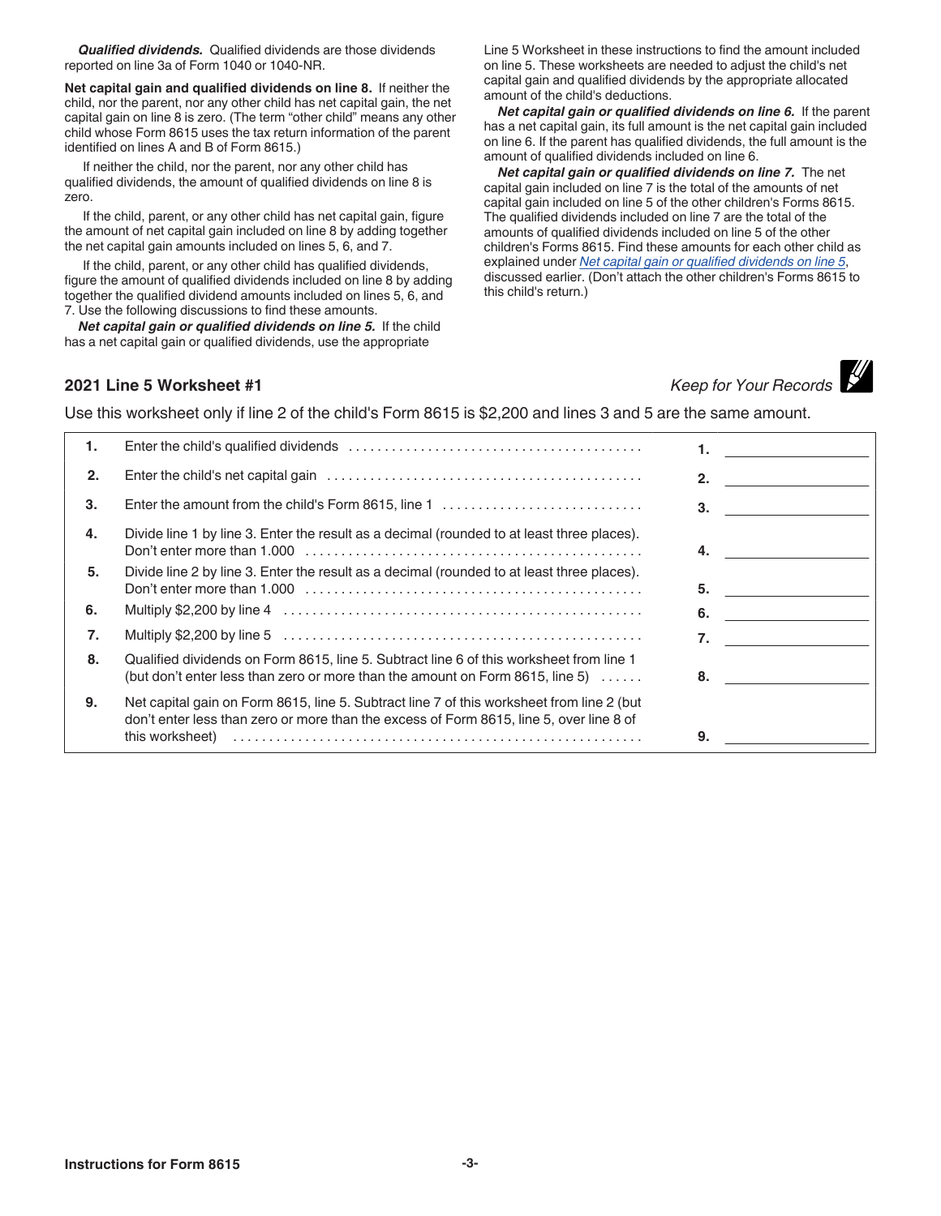***Qualified dividends.*** Qualified dividends are those dividends reported on line 3a of Form 1040 or 1040-NR.

**Net capital gain and qualified dividends on line 8.** If neither the child, nor the parent, nor any other child has net capital gain, the net capital gain on line 8 is zero. (The term "other child" means any other child whose Form 8615 uses the tax return information of the parent identified on lines A and B of Form 8615.)

If neither the child, nor the parent, nor any other child has qualified dividends, the amount of qualified dividends on line 8 is zero.

If the child, parent, or any other child has net capital gain, figure the amount of net capital gain included on line 8 by adding together the net capital gain amounts included on lines 5, 6, and 7.

If the child, parent, or any other child has qualified dividends, figure the amount of qualified dividends included on line 8 by adding together the qualified dividend amounts included on lines 5, 6, and 7. Use the following discussions to find these amounts.

***Net capital gain or qualified dividends on line 5.*** If the child has a net capital gain or qualified dividends, use the appropriate Line 5 Worksheet in these instructions to find the amount included on line 5. These worksheets are needed to adjust the child's net capital gain and qualified dividends by the appropriate allocated amount of the child's deductions.

***Net capital gain or qualified dividends on line 6.*** If the parent has a net capital gain, its full amount is the net capital gain included on line 6. If the parent has qualified dividends, the full amount is the amount of qualified dividends included on line 6.

***Net capital gain or qualified dividends on line 7.*** The net capital gain included on line 7 is the total of the amounts of net capital gain included on line 5 of the other children's Forms 8615. The qualified dividends included on line 7 are the total of the amounts of qualified dividends included on line 5 of the other children's Forms 8615. Find these amounts for each other child as explained under *Net capital gain or qualified dividends on line 5*, discussed earlier. (Don't attach the other children's Forms 8615 to this child's return.)

### 2021 Line 5 Worksheet #1

*Keep for Your Records*

Use this worksheet only if line 2 of the child's Form 8615 is $2,200 and lines 3 and 5 are the same amount.

| | | | |
|---|---|---|---|
| 1. | Enter the child's qualified dividends | 1. | |
| 2. | Enter the child's net capital gain | 2. | |
| 3. | Enter the amount from the child's Form 8615, line 1 | 3. | |
| 4. | Divide line 1 by line 3. Enter the result as a decimal (rounded to at least three places). Don't enter more than 1.000 | 4. | |
| 5. | Divide line 2 by line 3. Enter the result as a decimal (rounded to at least three places). Don't enter more than 1.000 | 5. | |
| 6. | Multiply $2,200 by line 4 | 6. | |
| 7. | Multiply $2,200 by line 5 | 7. | |
| 8. | Qualified dividends on Form 8615, line 5. Subtract line 6 of this worksheet from line 1 (but don't enter less than zero or more than the amount on Form 8615, line 5) | 8. | |
| 9. | Net capital gain on Form 8615, line 5. Subtract line 7 of this worksheet from line 2 (but don't enter less than zero or more than the excess of Form 8615, line 5, over line 8 of this worksheet) | 9. | |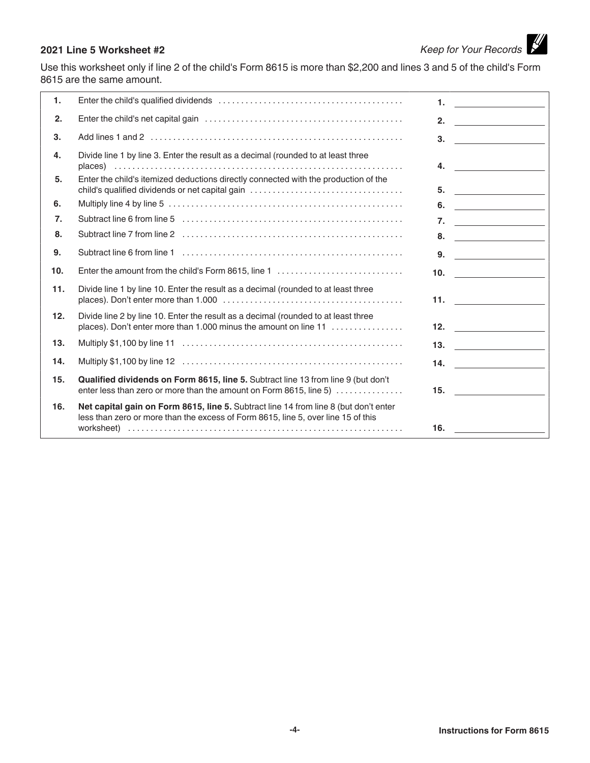### 2021 Line 5 Worksheet #2

*Keep for Your Records*

Use this worksheet only if line 2 of the child's Form 8615 is more than $2,200 and lines 3 and 5 of the child's Form 8615 are the same amount.

| | | | |
|---|---|---|---|
| **1.** | Enter the child's qualified dividends | **1.** | |
| **2.** | Enter the child's net capital gain | **2.** | |
| **3.** | Add lines 1 and 2 | **3.** | |
| **4.** | Divide line 1 by line 3. Enter the result as a decimal (rounded to at least three places) | **4.** | |
| **5.** | Enter the child's itemized deductions directly connected with the production of the child's qualified dividends or net capital gain | **5.** | |
| **6.** | Multiply line 4 by line 5 | **6.** | |
| **7.** | Subtract line 6 from line 5 | **7.** | |
| **8.** | Subtract line 7 from line 2 | **8.** | |
| **9.** | Subtract line 6 from line 1 | **9.** | |
| **10.** | Enter the amount from the child's Form 8615, line 1 | **10.** | |
| **11.** | Divide line 1 by line 10. Enter the result as a decimal (rounded to at least three places). Don't enter more than 1.000 | **11.** | |
| **12.** | Divide line 2 by line 10. Enter the result as a decimal (rounded to at least three places). Don't enter more than 1.000 minus the amount on line 11 | **12.** | |
| **13.** | Multiply $1,100 by line 11 | **13.** | |
| **14.** | Multiply $1,100 by line 12 | **14.** | |
| **15.** | **Qualified dividends on Form 8615, line 5.** Subtract line 13 from line 9 (but don't enter less than zero or more than the amount on Form 8615, line 5) | **15.** | |
| **16.** | **Net capital gain on Form 8615, line 5.** Subtract line 14 from line 8 (but don't enter less than zero or more than the excess of Form 8615, line 5, over line 15 of this worksheet) | **16.** | |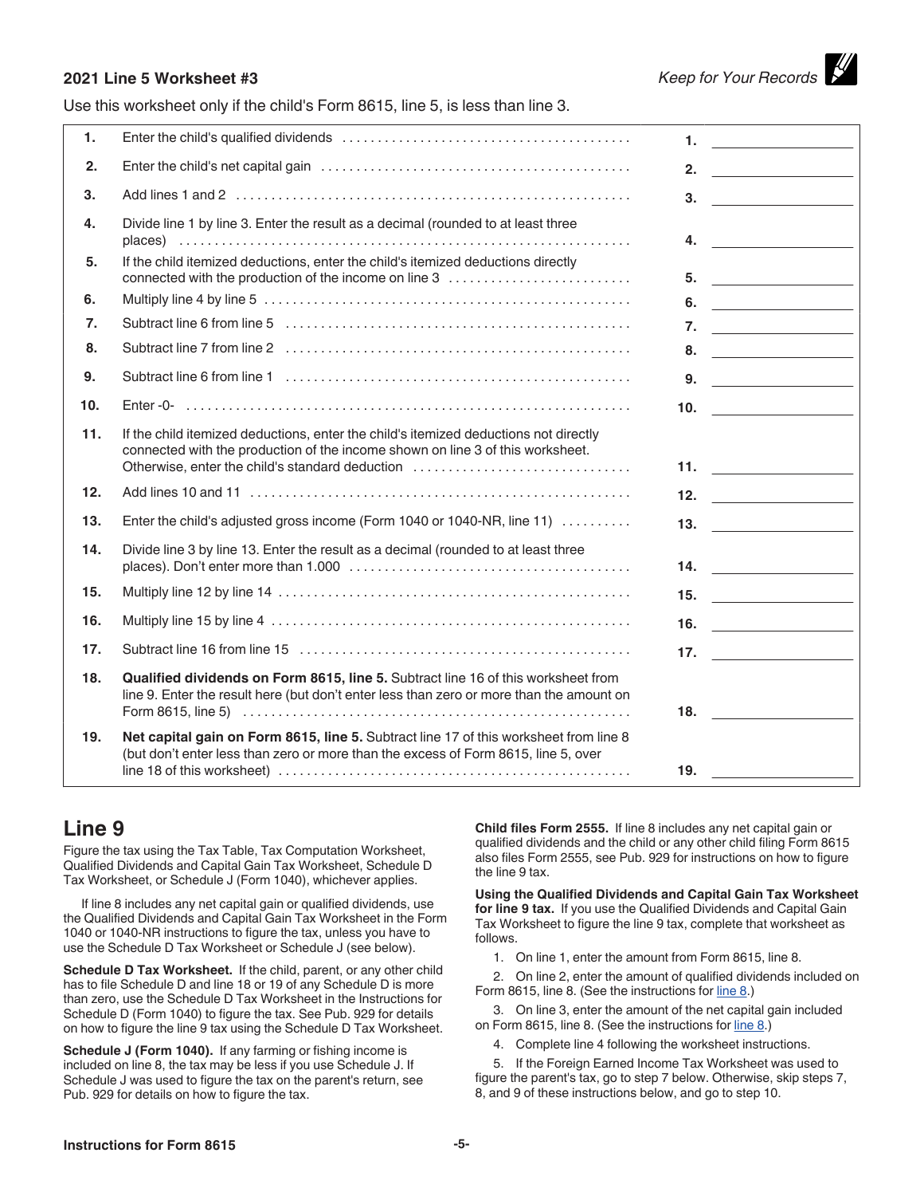## 2021 Line 5 Worksheet #3

*Keep for Your Records*

Use this worksheet only if the child's Form 8615, line 5, is less than line 3.

| | | | |
|---|---|---|---|
| **1.** | Enter the child's qualified dividends | **1.** | |
| **2.** | Enter the child's net capital gain | **2.** | |
| **3.** | Add lines 1 and 2 | **3.** | |
| **4.** | Divide line 1 by line 3. Enter the result as a decimal (rounded to at least three places) | **4.** | |
| **5.** | If the child itemized deductions, enter the child's itemized deductions directly connected with the production of the income on line 3 | **5.** | |
| **6.** | Multiply line 4 by line 5 | **6.** | |
| **7.** | Subtract line 6 from line 5 | **7.** | |
| **8.** | Subtract line 7 from line 2 | **8.** | |
| **9.** | Subtract line 6 from line 1 | **9.** | |
| **10.** | Enter -0- | **10.** | |
| **11.** | If the child itemized deductions, enter the child's itemized deductions not directly connected with the production of the income shown on line 3 of this worksheet. Otherwise, enter the child's standard deduction | **11.** | |
| **12.** | Add lines 10 and 11 | **12.** | |
| **13.** | Enter the child's adjusted gross income (Form 1040 or 1040-NR, line 11) | **13.** | |
| **14.** | Divide line 3 by line 13. Enter the result as a decimal (rounded to at least three places). Don't enter more than 1.000 | **14.** | |
| **15.** | Multiply line 12 by line 14 | **15.** | |
| **16.** | Multiply line 15 by line 4 | **16.** | |
| **17.** | Subtract line 16 from line 15 | **17.** | |
| **18.** | **Qualified dividends on Form 8615, line 5.** Subtract line 16 of this worksheet from line 9. Enter the result here (but don't enter less than zero or more than the amount on Form 8615, line 5) | **18.** | |
| **19.** | **Net capital gain on Form 8615, line 5.** Subtract line 17 of this worksheet from line 8 (but don't enter less than zero or more than the excess of Form 8615, line 5, over line 18 of this worksheet) | **19.** | |

## Line 9

Figure the tax using the Tax Table, Tax Computation Worksheet, Qualified Dividends and Capital Gain Tax Worksheet, Schedule D Tax Worksheet, or Schedule J (Form 1040), whichever applies.

If line 8 includes any net capital gain or qualified dividends, use the Qualified Dividends and Capital Gain Tax Worksheet in the Form 1040 or 1040-NR instructions to figure the tax, unless you have to use the Schedule D Tax Worksheet or Schedule J (see below).

**Schedule D Tax Worksheet.** If the child, parent, or any other child has to file Schedule D and line 18 or 19 of any Schedule D is more than zero, use the Schedule D Tax Worksheet in the Instructions for Schedule D (Form 1040) to figure the tax. See Pub. 929 for details on how to figure the line 9 tax using the Schedule D Tax Worksheet.

**Schedule J (Form 1040).** If any farming or fishing income is included on line 8, the tax may be less if you use Schedule J. If Schedule J was used to figure the tax on the parent's return, see Pub. 929 for details on how to figure the tax.

**Child files Form 2555.** If line 8 includes any net capital gain or qualified dividends and the child or any other child filing Form 8615 also files Form 2555, see Pub. 929 for instructions on how to figure the line 9 tax.

**Using the Qualified Dividends and Capital Gain Tax Worksheet for line 9 tax.** If you use the Qualified Dividends and Capital Gain Tax Worksheet to figure the line 9 tax, complete that worksheet as follows.

1. On line 1, enter the amount from Form 8615, line 8.
2. On line 2, enter the amount of qualified dividends included on Form 8615, line 8. (See the instructions for line 8.)
3. On line 3, enter the amount of the net capital gain included on Form 8615, line 8. (See the instructions for line 8.)
4. Complete line 4 following the worksheet instructions.
5. If the Foreign Earned Income Tax Worksheet was used to figure the parent's tax, go to step 7 below. Otherwise, skip steps 7, 8, and 9 of these instructions below, and go to step 10.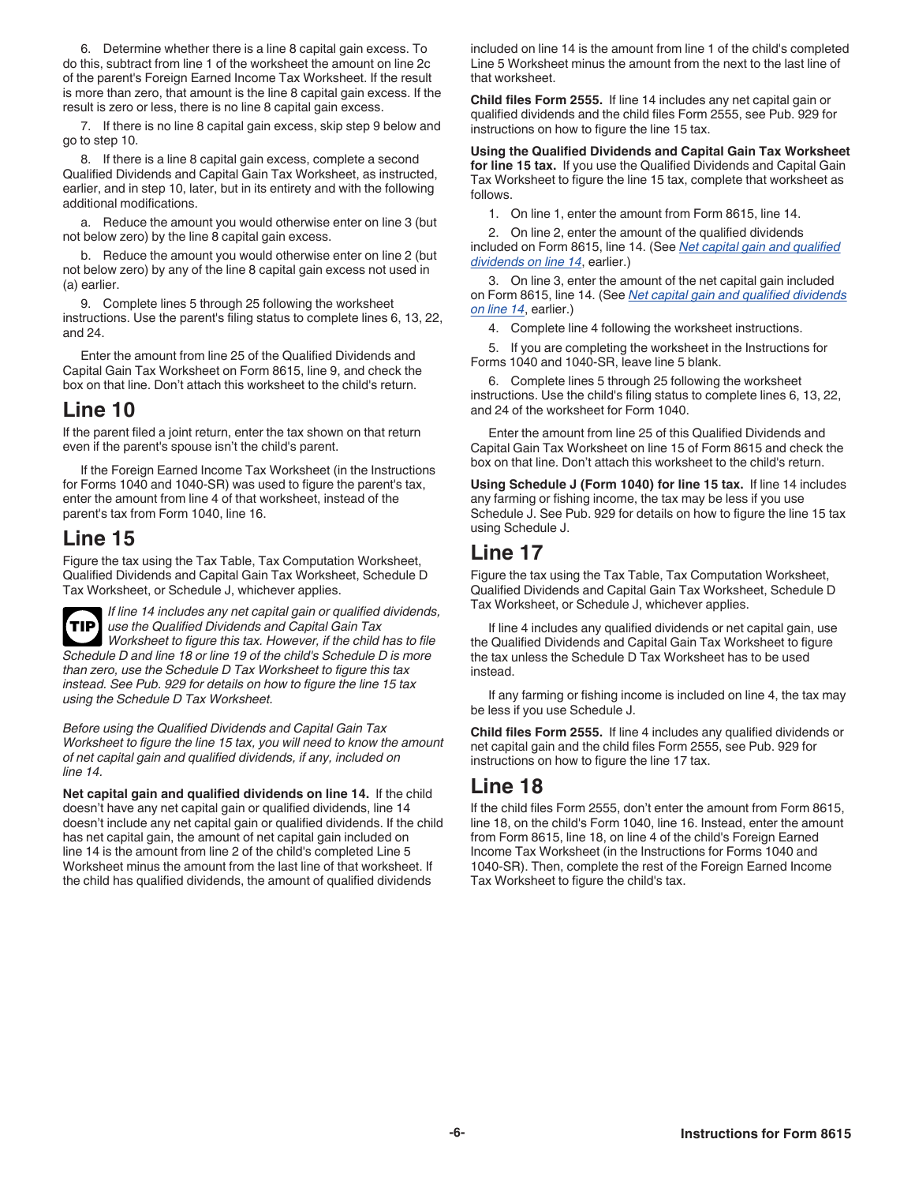6. Determine whether there is a line 8 capital gain excess. To do this, subtract from line 1 of the worksheet the amount on line 2c of the parent's Foreign Earned Income Tax Worksheet. If the result is more than zero, that amount is the line 8 capital gain excess. If the result is zero or less, there is no line 8 capital gain excess.

7. If there is no line 8 capital gain excess, skip step 9 below and go to step 10.

8. If there is a line 8 capital gain excess, complete a second Qualified Dividends and Capital Gain Tax Worksheet, as instructed, earlier, and in step 10, later, but in its entirety and with the following additional modifications.

a. Reduce the amount you would otherwise enter on line 3 (but not below zero) by the line 8 capital gain excess.

b. Reduce the amount you would otherwise enter on line 2 (but not below zero) by any of the line 8 capital gain excess not used in (a) earlier.

9. Complete lines 5 through 25 following the worksheet instructions. Use the parent's filing status to complete lines 6, 13, 22, and 24.

Enter the amount from line 25 of the Qualified Dividends and Capital Gain Tax Worksheet on Form 8615, line 9, and check the box on that line. Don't attach this worksheet to the child's return.

## Line 10

If the parent filed a joint return, enter the tax shown on that return even if the parent's spouse isn't the child's parent.

If the Foreign Earned Income Tax Worksheet (in the Instructions for Forms 1040 and 1040-SR) was used to figure the parent's tax, enter the amount from line 4 of that worksheet, instead of the parent's tax from Form 1040, line 16.

## Line 15

Figure the tax using the Tax Table, Tax Computation Worksheet, Qualified Dividends and Capital Gain Tax Worksheet, Schedule D Tax Worksheet, or Schedule J, whichever applies.

**TIP** *If line 14 includes any net capital gain or qualified dividends, use the Qualified Dividends and Capital Gain Tax Worksheet to figure this tax. However, if the child has to file Schedule D and line 18 or line 19 of the child's Schedule D is more than zero, use the Schedule D Tax Worksheet to figure this tax instead. See Pub. 929 for details on how to figure the line 15 tax using the Schedule D Tax Worksheet.*

*Before using the Qualified Dividends and Capital Gain Tax Worksheet to figure the line 15 tax, you will need to know the amount of net capital gain and qualified dividends, if any, included on line 14.*

**Net capital gain and qualified dividends on line 14.** If the child doesn't have any net capital gain or qualified dividends, line 14 doesn't include any net capital gain or qualified dividends. If the child has net capital gain, the amount of net capital gain included on line 14 is the amount from line 2 of the child's completed Line 5 Worksheet minus the amount from the last line of that worksheet. If the child has qualified dividends, the amount of qualified dividends included on line 14 is the amount from line 1 of the child's completed Line 5 Worksheet minus the amount from the next to the last line of that worksheet.

**Child files Form 2555.** If line 14 includes any net capital gain or qualified dividends and the child files Form 2555, see Pub. 929 for instructions on how to figure the line 15 tax.

**Using the Qualified Dividends and Capital Gain Tax Worksheet for line 15 tax.** If you use the Qualified Dividends and Capital Gain Tax Worksheet to figure the line 15 tax, complete that worksheet as follows.

1. On line 1, enter the amount from Form 8615, line 14.

2. On line 2, enter the amount of the qualified dividends included on Form 8615, line 14. (See *Net capital gain and qualified dividends on line 14*, earlier.)

3. On line 3, enter the amount of the net capital gain included on Form 8615, line 14. (See *Net capital gain and qualified dividends on line 14*, earlier.)

4. Complete line 4 following the worksheet instructions.

5. If you are completing the worksheet in the Instructions for Forms 1040 and 1040-SR, leave line 5 blank.

6. Complete lines 5 through 25 following the worksheet instructions. Use the child's filing status to complete lines 6, 13, 22, and 24 of the worksheet for Form 1040.

Enter the amount from line 25 of this Qualified Dividends and Capital Gain Tax Worksheet on line 15 of Form 8615 and check the box on that line. Don't attach this worksheet to the child's return.

**Using Schedule J (Form 1040) for line 15 tax.** If line 14 includes any farming or fishing income, the tax may be less if you use Schedule J. See Pub. 929 for details on how to figure the line 15 tax using Schedule J.

## Line 17

Figure the tax using the Tax Table, Tax Computation Worksheet, Qualified Dividends and Capital Gain Tax Worksheet, Schedule D Tax Worksheet, or Schedule J, whichever applies.

If line 4 includes any qualified dividends or net capital gain, use the Qualified Dividends and Capital Gain Tax Worksheet to figure the tax unless the Schedule D Tax Worksheet has to be used instead.

If any farming or fishing income is included on line 4, the tax may be less if you use Schedule J.

**Child files Form 2555.** If line 4 includes any qualified dividends or net capital gain and the child files Form 2555, see Pub. 929 for instructions on how to figure the line 17 tax.

## Line 18

If the child files Form 2555, don't enter the amount from Form 8615, line 18, on the child's Form 1040, line 16. Instead, enter the amount from Form 8615, line 18, on line 4 of the child's Foreign Earned Income Tax Worksheet (in the Instructions for Forms 1040 and 1040-SR). Then, complete the rest of the Foreign Earned Income Tax Worksheet to figure the child's tax.